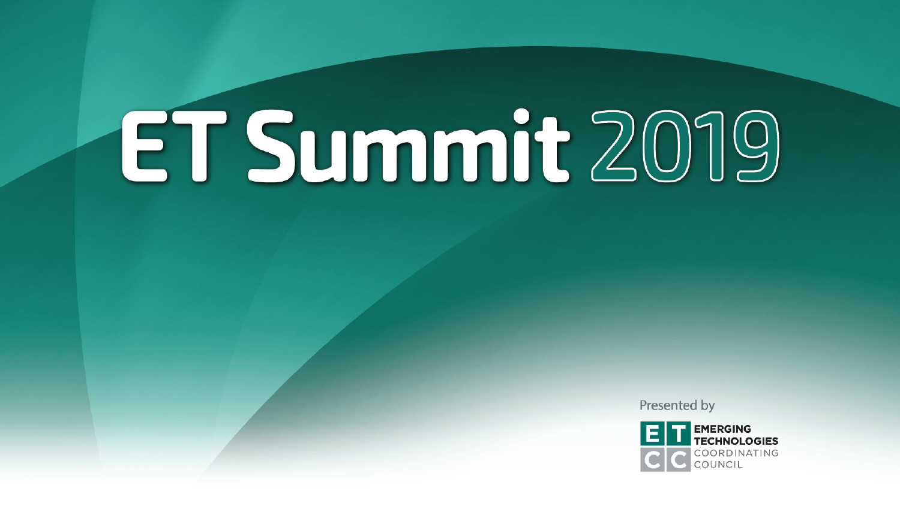# ET Summit 2019

Presented by

EMERGING TECHNOLOGIES COORDINATING COUNCIL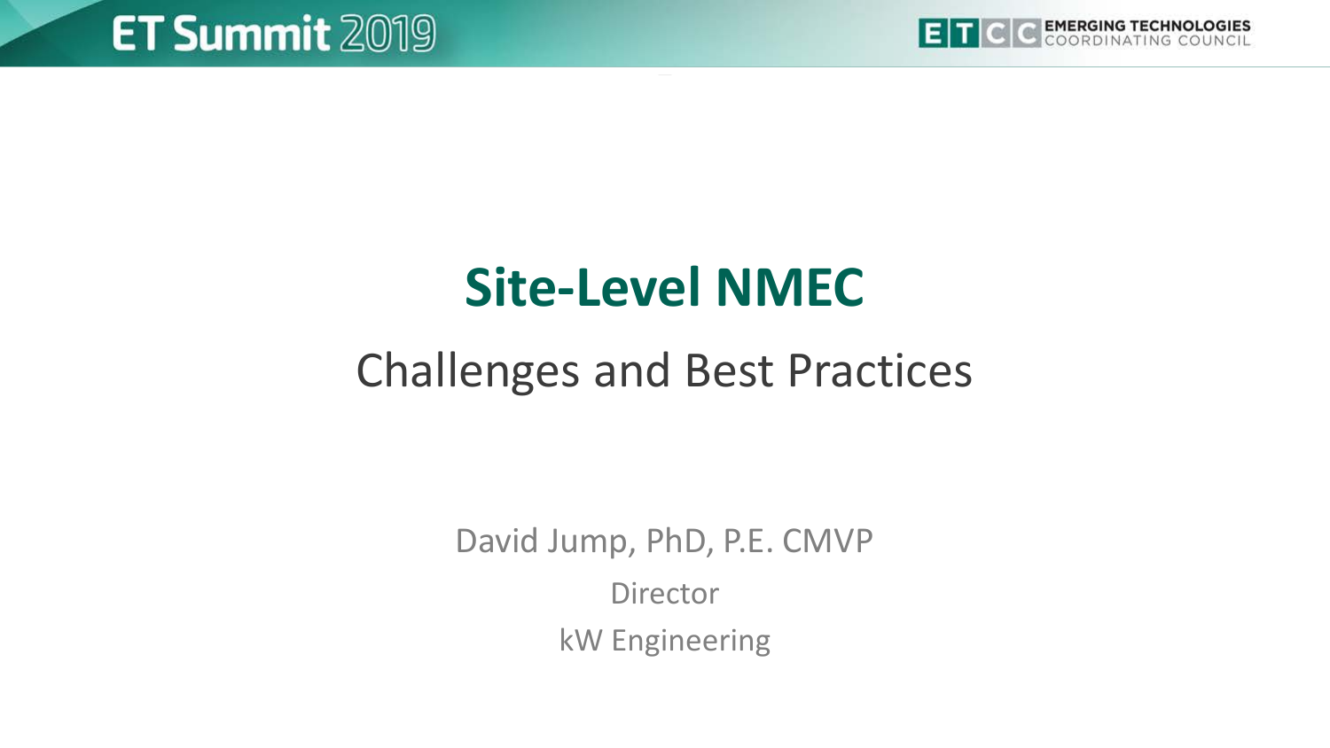# Site-Level NMEC

## Challenges and Best Practices

David Jump, PhD, P.E. CMVP

Director

kW Engineering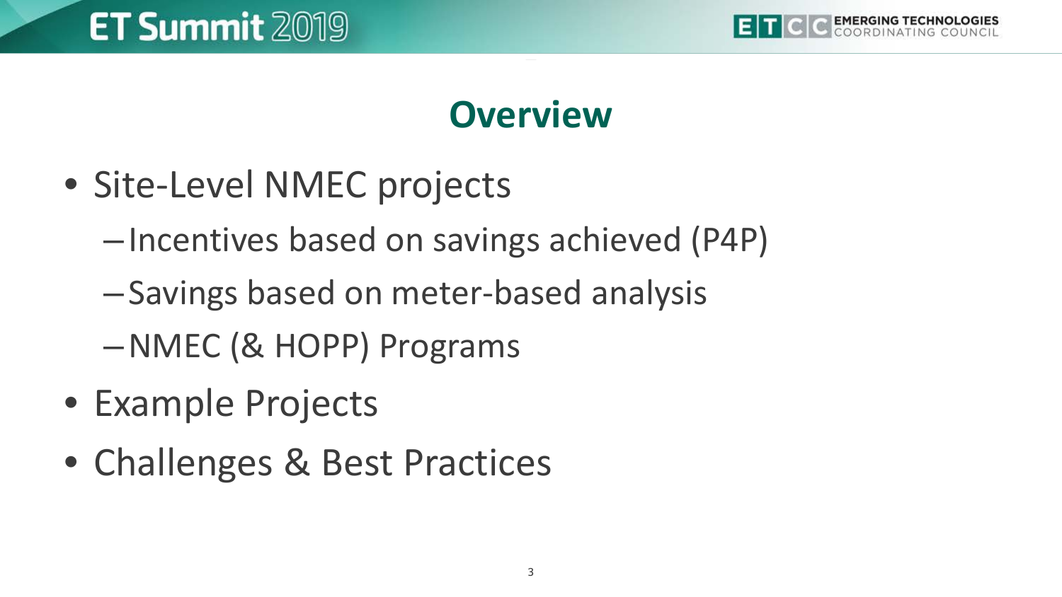# Overview

- Site-Level NMEC projects
  - Incentives based on savings achieved (P4P)
  - Savings based on meter-based analysis
  - NMEC (& HOPP) Programs
- Example Projects
- Challenges & Best Practices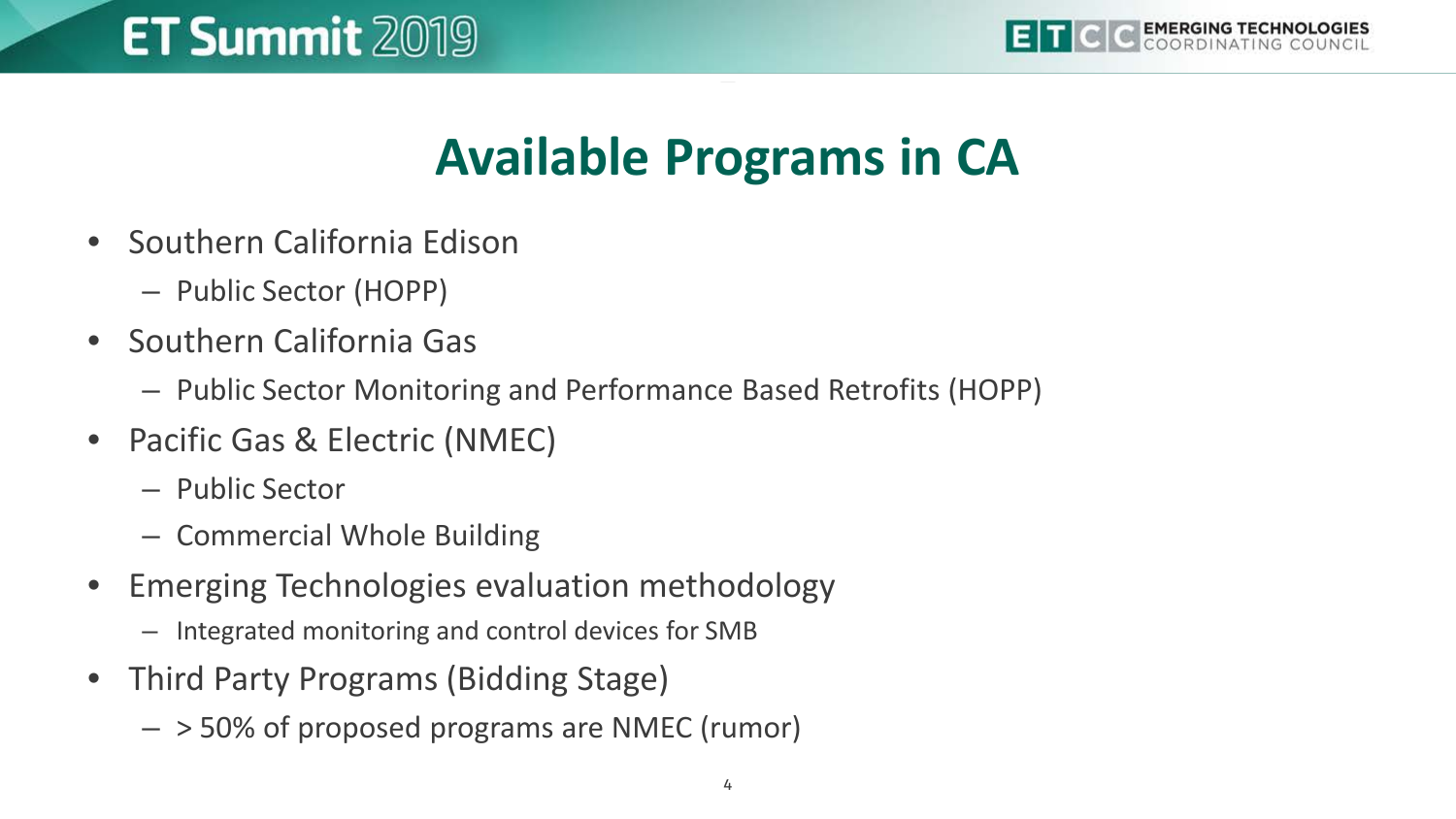# Available Programs in CA

- Southern California Edison
  - Public Sector (HOPP)
- Southern California Gas
  - Public Sector Monitoring and Performance Based Retrofits (HOPP)
- Pacific Gas & Electric (NMEC)
  - Public Sector
  - Commercial Whole Building
- Emerging Technologies evaluation methodology
  - Integrated monitoring and control devices for SMB
- Third Party Programs (Bidding Stage)
  - > 50% of proposed programs are NMEC (rumor)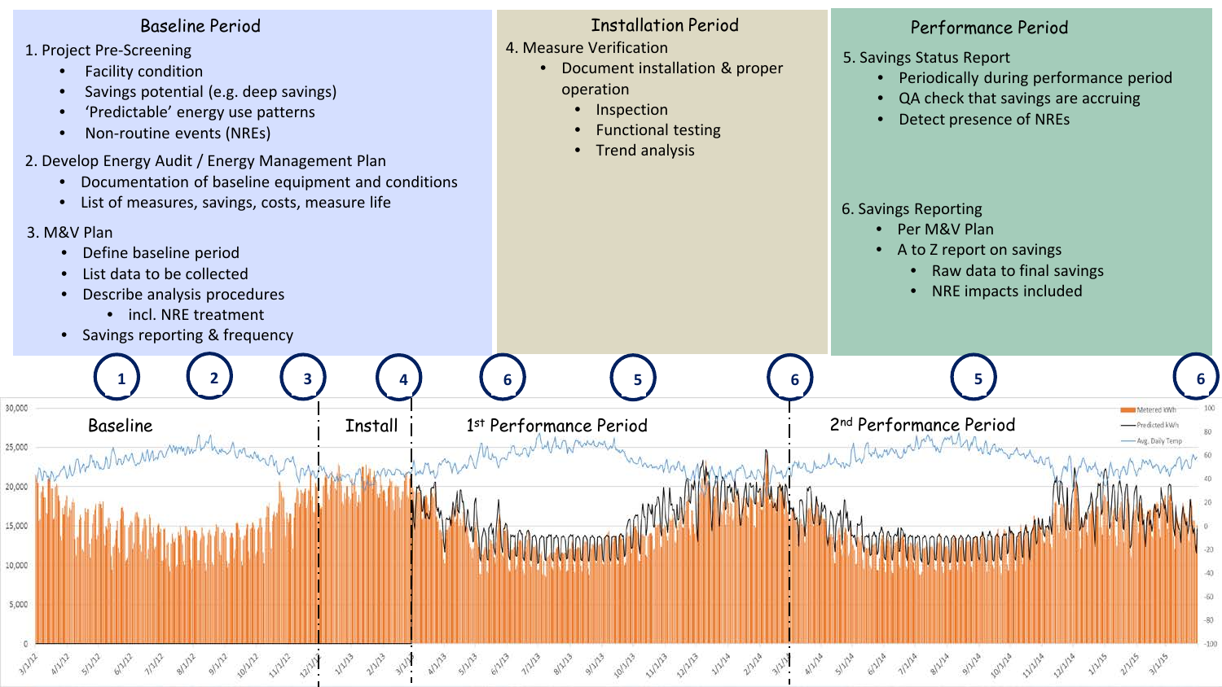## Baseline Period

1. Project Pre-Screening
   - Facility condition
   - Savings potential (e.g. deep savings)
   - 'Predictable' energy use patterns
   - Non-routine events (NREs)
2. Develop Energy Audit / Energy Management Plan
   - Documentation of baseline equipment and conditions
   - List of measures, savings, costs, measure life
3. M&V Plan
   - Define baseline period
   - List data to be collected
   - Describe analysis procedures
     - incl. NRE treatment
   - Savings reporting & frequency

## Installation Period

4. Measure Verification
   - Document installation & proper operation
     - Inspection
     - Functional testing
     - Trend analysis

## Performance Period

5. Savings Status Report
   - Periodically during performance period
   - QA check that savings are accruing
   - Detect presence of NREs
6. Savings Reporting
   - Per M&V Plan
   - A to Z report on savings
     - Raw data to final savings
     - NRE impacts included

Timeline markers: 1, 2, 3 (Baseline) | 4 (Install) | 6, 5, 6 (1st Performance Period) | 5, 6 (2nd Performance Period)

Legend: Metered kWh; Predicted kWh; Avg. Daily Temp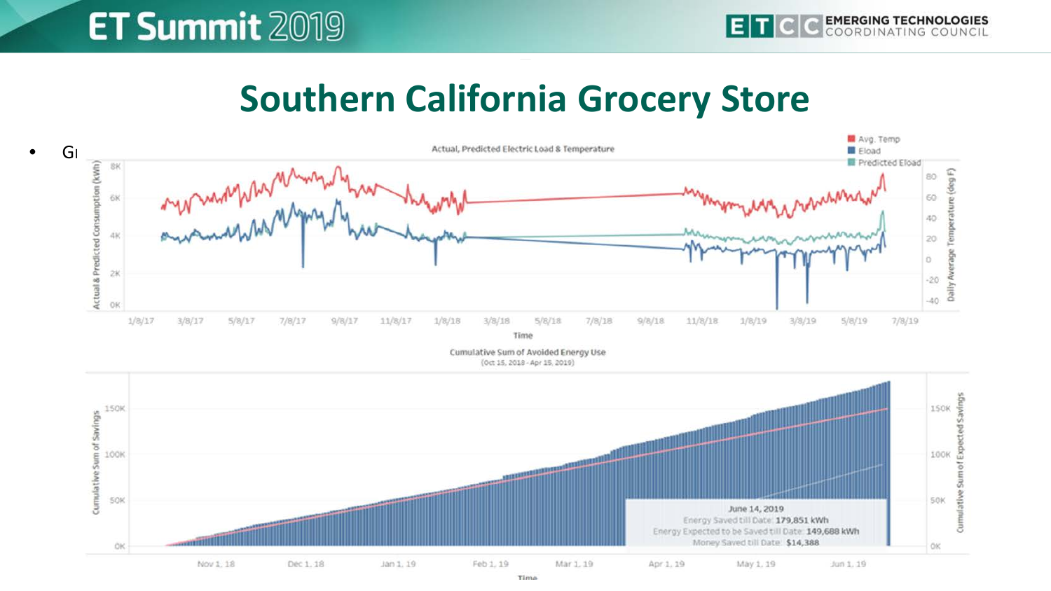# Southern California Grocery Store

- G

Actual, Predicted Electric Load & Temperature

Cumulative Sum of Avoided Energy Use

(Oct 15, 2018 - Apr 15, 2019)

June 14, 2019
Energy Saved till Date: 179,851 kWh
Energy Expected to be Saved till Date: 149,688 kWh
Money Saved till Date: $14,388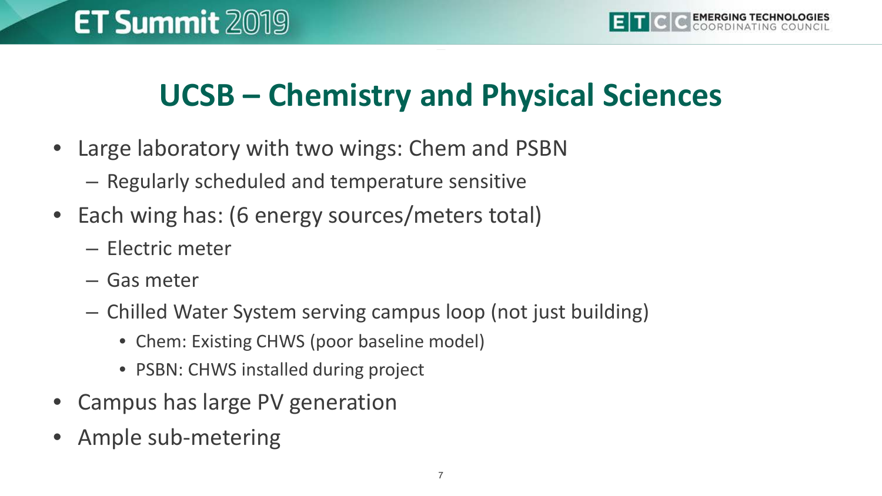# UCSB – Chemistry and Physical Sciences

- Large laboratory with two wings: Chem and PSBN
  - Regularly scheduled and temperature sensitive
- Each wing has: (6 energy sources/meters total)
  - Electric meter
  - Gas meter
  - Chilled Water System serving campus loop (not just building)
    - Chem: Existing CHWS (poor baseline model)
    - PSBN: CHWS installed during project
- Campus has large PV generation
- Ample sub-metering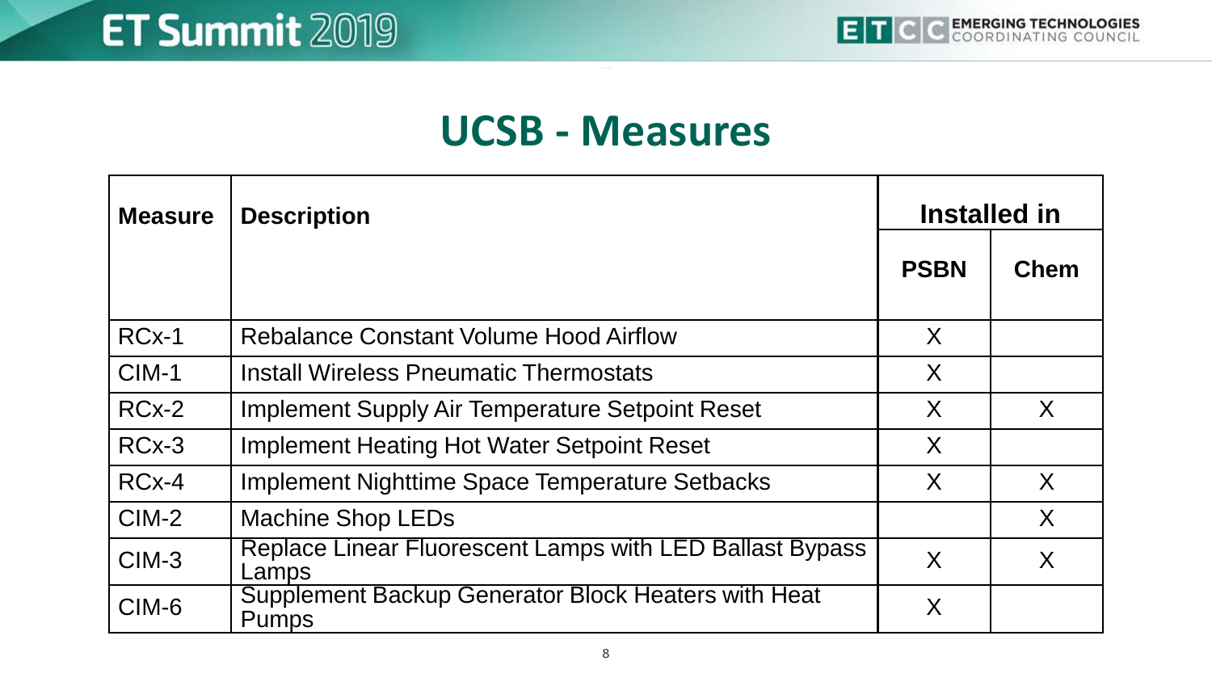# UCSB - Measures

| Measure | Description | Installed in | |
|---|---|---|---|
| | | PSBN | Chem |
| RCx-1 | Rebalance Constant Volume Hood Airflow | X | |
| CIM-1 | Install Wireless Pneumatic Thermostats | X | |
| RCx-2 | Implement Supply Air Temperature Setpoint Reset | X | X |
| RCx-3 | Implement Heating Hot Water Setpoint Reset | X | |
| RCx-4 | Implement Nighttime Space Temperature Setbacks | X | X |
| CIM-2 | Machine Shop LEDs | | X |
| CIM-3 | Replace Linear Fluorescent Lamps with LED Ballast Bypass Lamps | X | X |
| CIM-6 | Supplement Backup Generator Block Heaters with Heat Pumps | X | |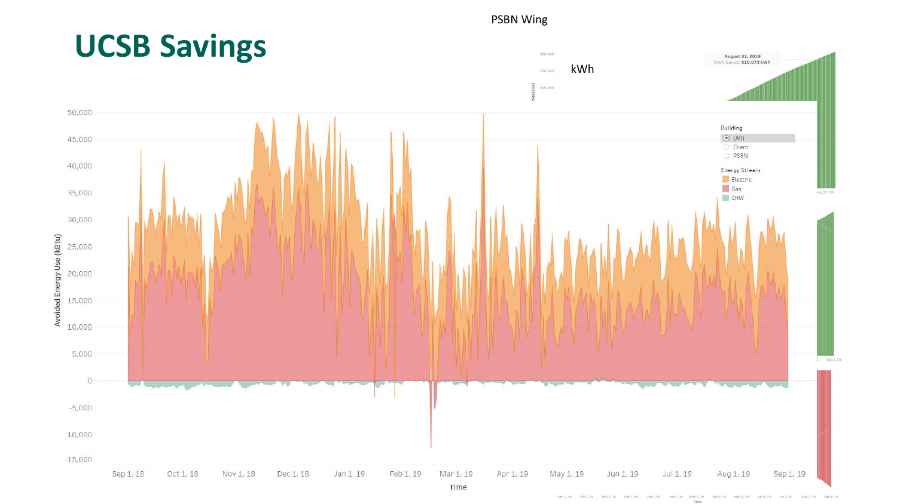# UCSB Savings

PSBN Wing

kWh

August 31, 2019
kWh Saved: 815,073 kWh

Building
- (All)
- Chem
- PSBN

Energy Stream
- Electric
- Gas
- CHW

Avoided Energy Use (kBtu)

50,000
45,000
40,000
35,000
30,000
25,000
20,000
15,000
10,000
5,000
0
-5,000
-10,000
-15,000

Sep 1, 18 | Oct 1, 18 | Nov 1, 18 | Dec 1, 18 | Jan 1, 19 | Feb 1, 19 | Mar 1, 19 | Apr 1, 19 | May 1, 19 | Jun 1, 19 | Jul 1, 19 | Aug 1, 19 | Sep 1, 19

Time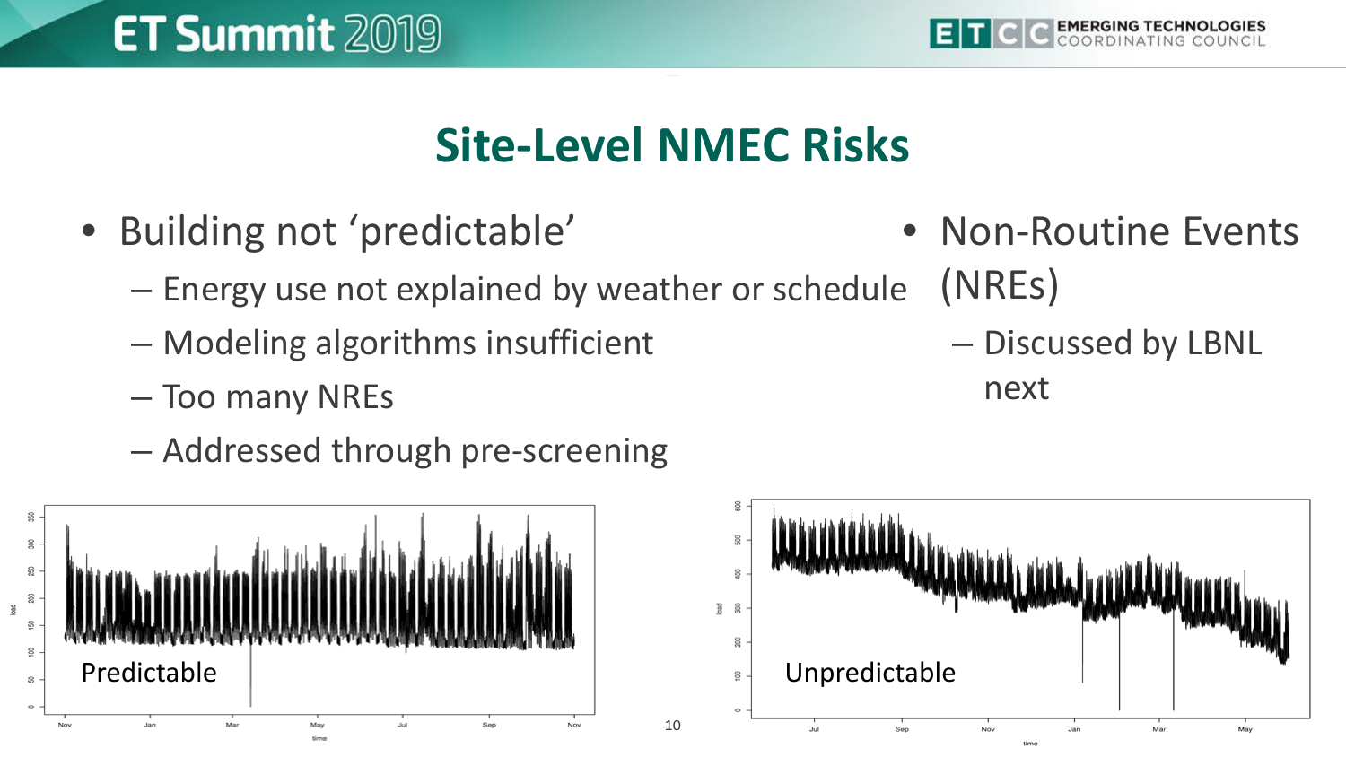# Site-Level NMEC Risks

- Building not 'predictable'
  - Energy use not explained by weather or schedule
  - Modeling algorithms insufficient
  - Too many NREs
  - Addressed through pre-screening
- Non-Routine Events (NREs)
  - Discussed by LBNL next

Predictable

Unpredictable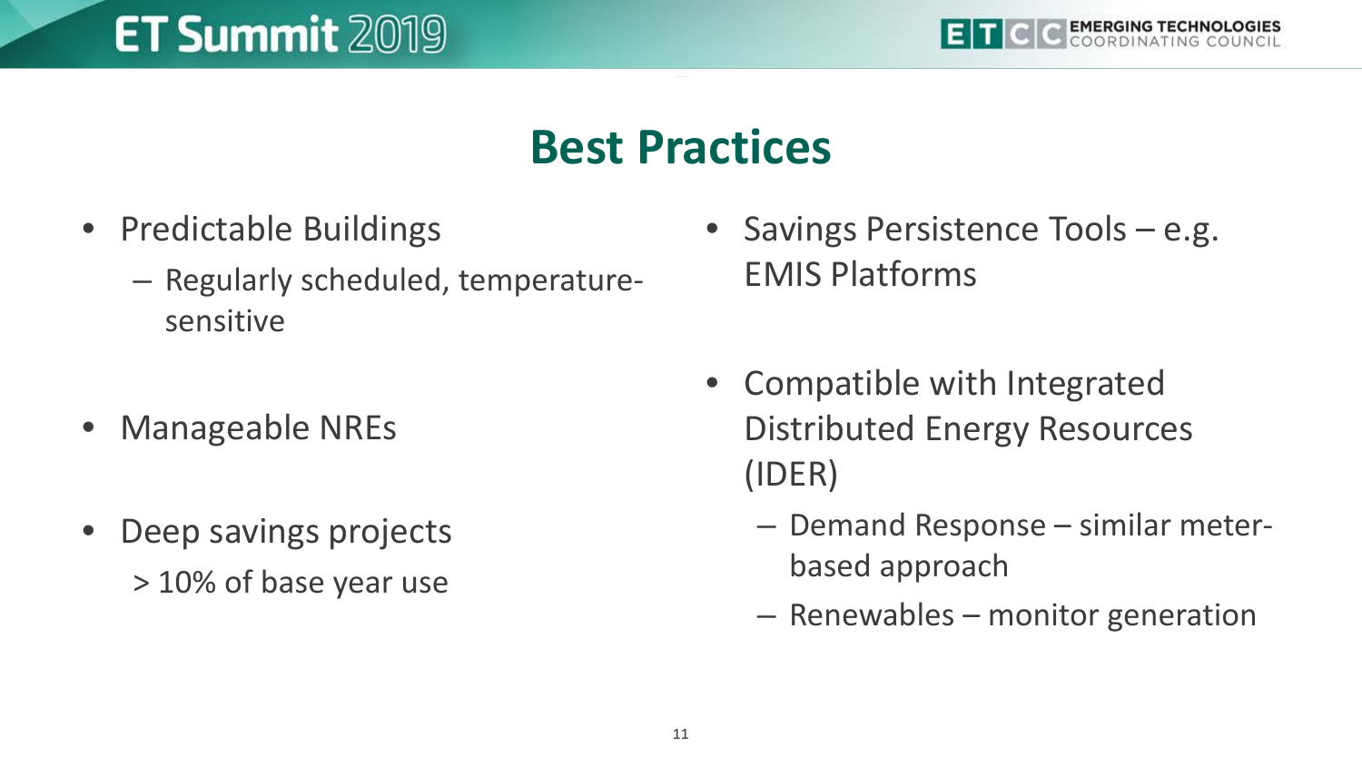# Best Practices

- Predictable Buildings
  - Regularly scheduled, temperature-sensitive
- Manageable NREs
- Deep savings projects
  > 10% of base year use
- Savings Persistence Tools – e.g. EMIS Platforms
- Compatible with Integrated Distributed Energy Resources (IDER)
  - Demand Response – similar meter-based approach
  - Renewables – monitor generation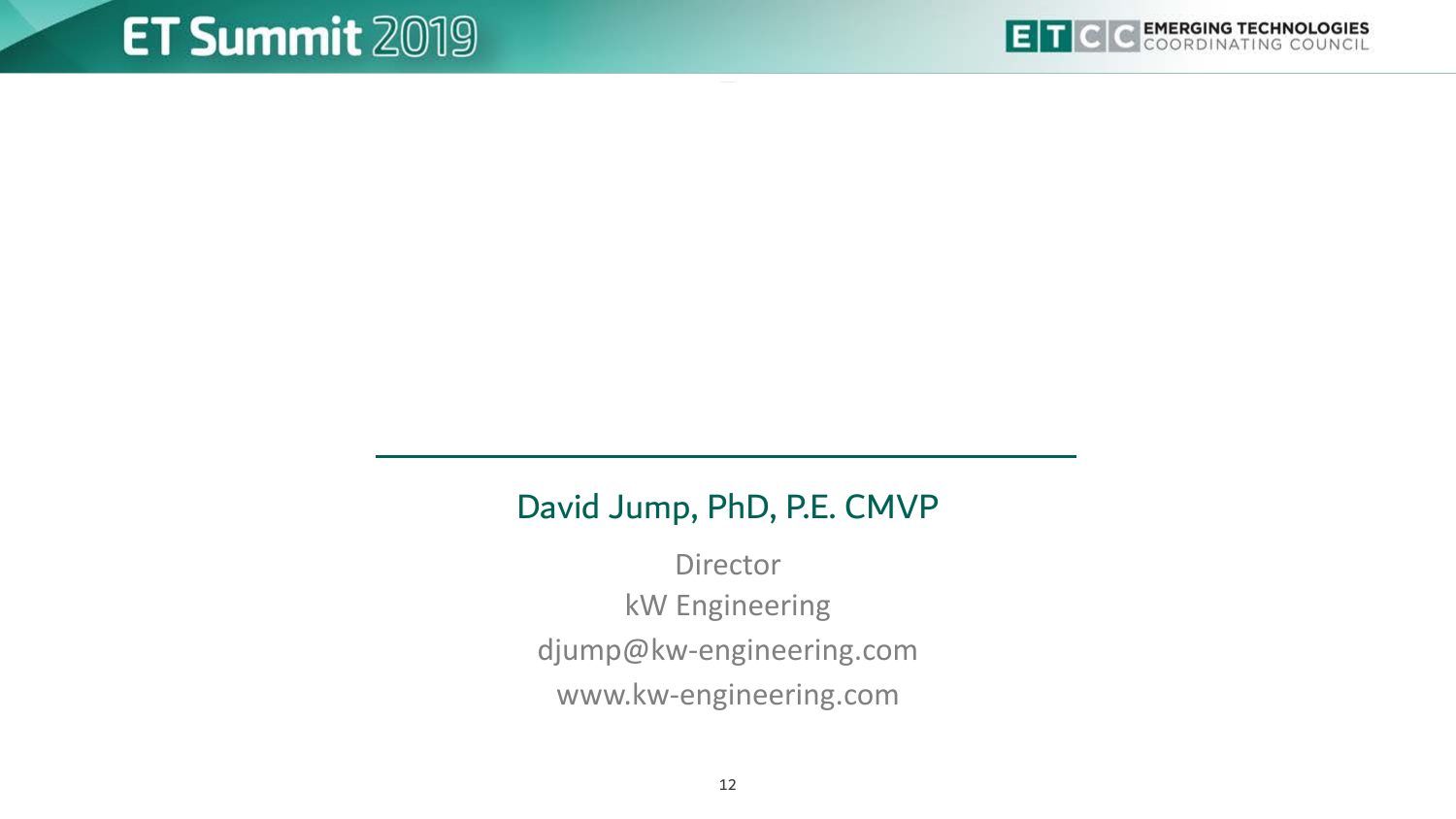David Jump, PhD, P.E. CMVP

Director

kW Engineering

djump@kw-engineering.com

www.kw-engineering.com